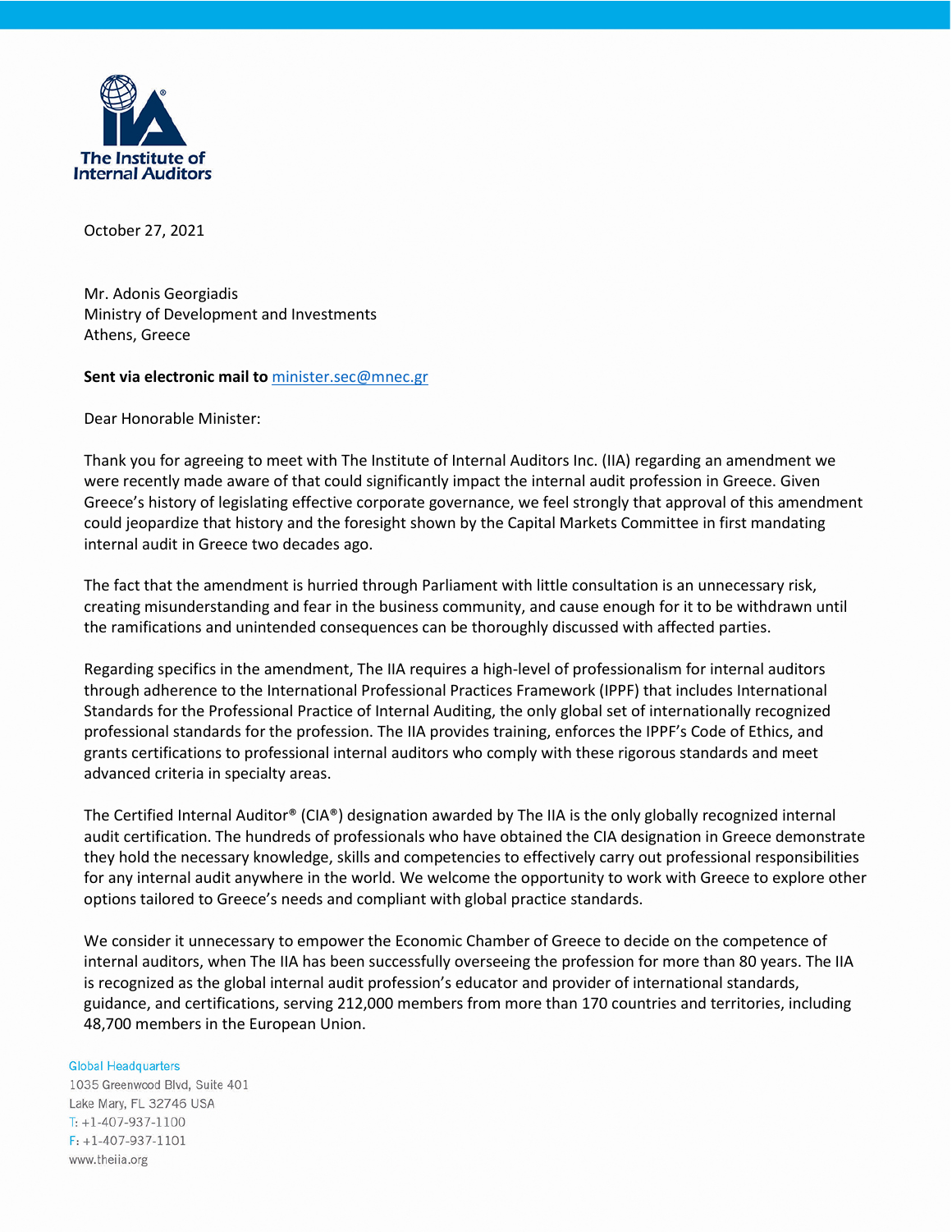The Institute of Internal Auditors

October 27, 2021

Mr. Adonis Georgiadis
Ministry of Development and Investments
Athens, Greece

**Sent via electronic mail to** minister.sec@mnec.gr

Dear Honorable Minister:

Thank you for agreeing to meet with The Institute of Internal Auditors Inc. (IIA) regarding an amendment we were recently made aware of that could significantly impact the internal audit profession in Greece. Given Greece's history of legislating effective corporate governance, we feel strongly that approval of this amendment could jeopardize that history and the foresight shown by the Capital Markets Committee in first mandating internal audit in Greece two decades ago.

The fact that the amendment is hurried through Parliament with little consultation is an unnecessary risk, creating misunderstanding and fear in the business community, and cause enough for it to be withdrawn until the ramifications and unintended consequences can be thoroughly discussed with affected parties.

Regarding specifics in the amendment, The IIA requires a high-level of professionalism for internal auditors through adherence to the International Professional Practices Framework (IPPF) that includes International Standards for the Professional Practice of Internal Auditing, the only global set of internationally recognized professional standards for the profession. The IIA provides training, enforces the IPPF's Code of Ethics, and grants certifications to professional internal auditors who comply with these rigorous standards and meet advanced criteria in specialty areas.

The Certified Internal Auditor® (CIA®) designation awarded by The IIA is the only globally recognized internal audit certification. The hundreds of professionals who have obtained the CIA designation in Greece demonstrate they hold the necessary knowledge, skills and competencies to effectively carry out professional responsibilities for any internal audit anywhere in the world. We welcome the opportunity to work with Greece to explore other options tailored to Greece's needs and compliant with global practice standards.

We consider it unnecessary to empower the Economic Chamber of Greece to decide on the competence of internal auditors, when The IIA has been successfully overseeing the profession for more than 80 years. The IIA is recognized as the global internal audit profession's educator and provider of international standards, guidance, and certifications, serving 212,000 members from more than 170 countries and territories, including 48,700 members in the European Union.

Global Headquarters
1035 Greenwood Blvd, Suite 401
Lake Mary, FL 32746 USA
T: +1-407-937-1100
F: +1-407-937-1101
www.theiia.org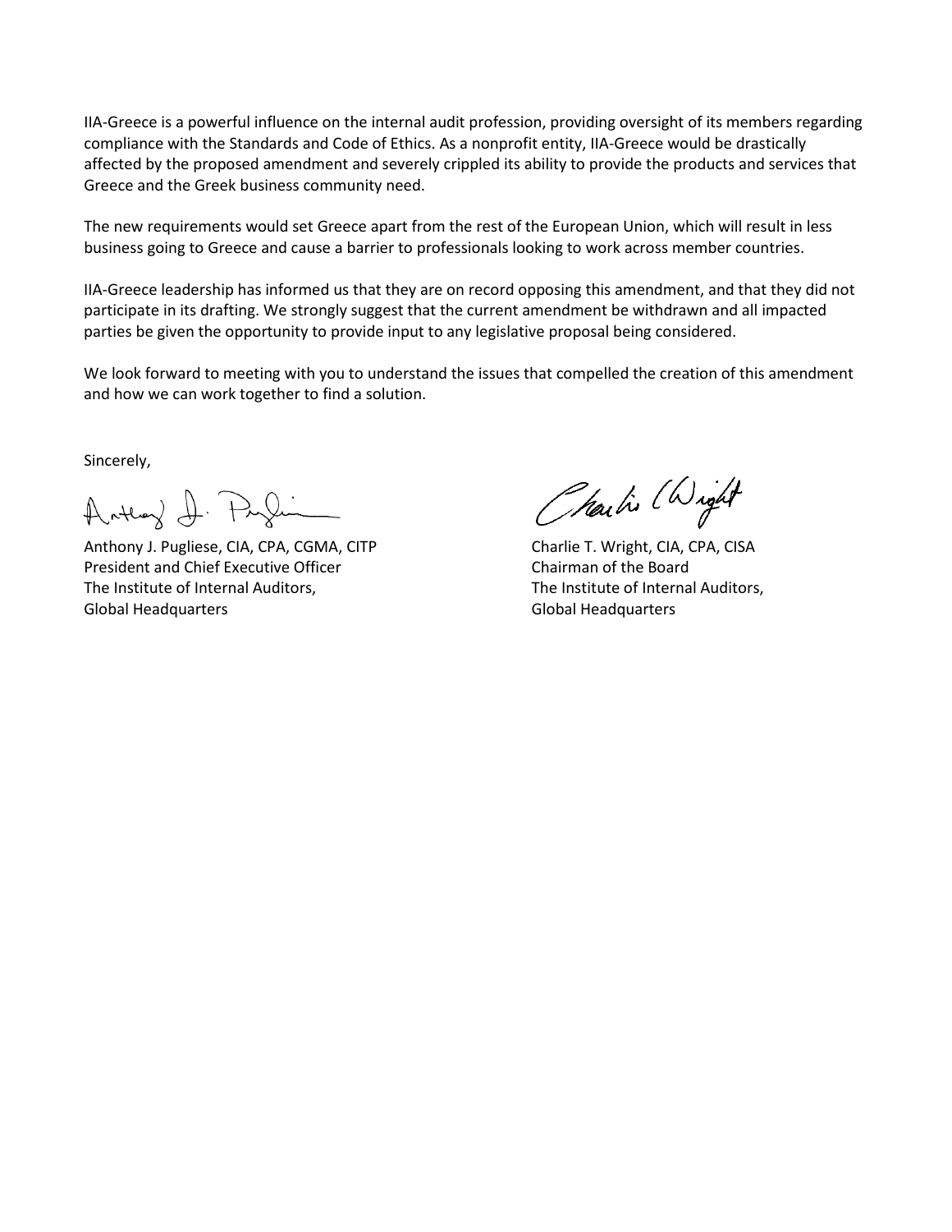IIA-Greece is a powerful influence on the internal audit profession, providing oversight of its members regarding compliance with the Standards and Code of Ethics. As a nonprofit entity, IIA-Greece would be drastically affected by the proposed amendment and severely crippled its ability to provide the products and services that Greece and the Greek business community need.

The new requirements would set Greece apart from the rest of the European Union, which will result in less business going to Greece and cause a barrier to professionals looking to work across member countries.

IIA-Greece leadership has informed us that they are on record opposing this amendment, and that they did not participate in its drafting. We strongly suggest that the current amendment be withdrawn and all impacted parties be given the opportunity to provide input to any legislative proposal being considered.

We look forward to meeting with you to understand the issues that compelled the creation of this amendment and how we can work together to find a solution.

Sincerely,

Anthony J. Pugliese, CIA, CPA, CGMA, CITP
President and Chief Executive Officer
The Institute of Internal Auditors,
Global Headquarters

Charlie T. Wright, CIA, CPA, CISA
Chairman of the Board
The Institute of Internal Auditors,
Global Headquarters